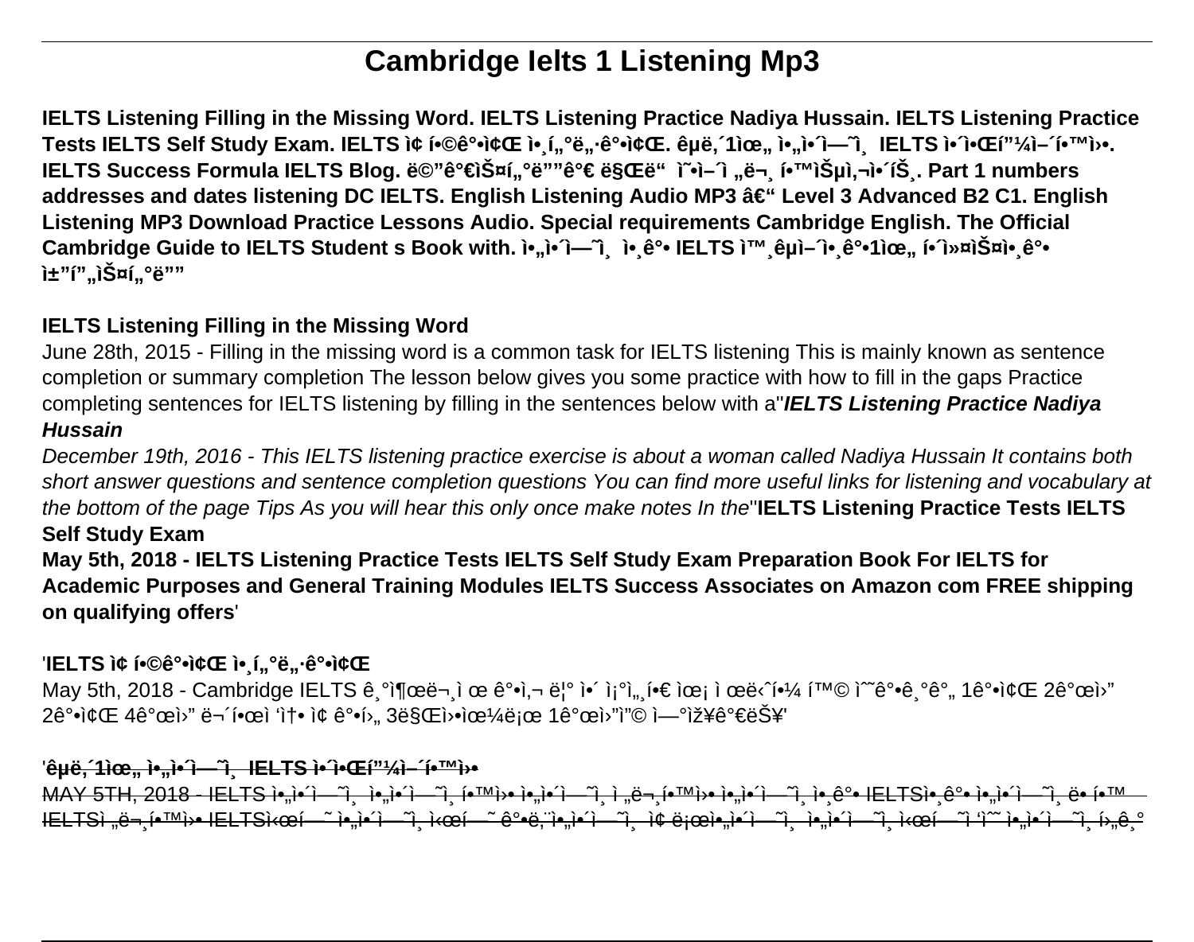# Cambridge Ielts 1 Listening Mp3

**IELTS Listening Filling in the Missing Word. IELTS Listening Practice Nadiya Hussain. IELTS Listening Practice Tests IELTS Self Study Exam. IELTS ì¢ í•©ê°•ì¢Œ ì•¸í„°ë„·ê°•ì¢Œ. êµë‚´1ìœ„ ì•„ì•´ì—˜ì¸ IELTS ì•´ì•Œí"¼ì–´í•™ì›•. IELTS Success Formula IELTS Blog. ë©"ê°€ìŠ¤í„°ë""ê°€ ë§Œë"  ì˜•ì–´ì „ë¬¸ í•™ìŠµì‚¬ì•´íŠ¸. Part 1 numbers addresses and dates listening DC IELTS. English Listening Audio MP3 â€" Level 3 Advanced B2 C1. English Listening MP3 Download Practice Lessons Audio. Special requirements Cambridge English. The Official Cambridge Guide to IELTS Student s Book with. ì•„ì•´ì—˜ì¸ ì•¸ê°• IELTS ì™¸êµì–´ì•¸ê°•1ìœ„ í•´ì»¤ìŠ¤ì•¸ê°• ì±"í"„ìŠ¤í„°ë""**

## IELTS Listening Filling in the Missing Word

June 28th, 2015 - Filling in the missing word is a common task for IELTS listening This is mainly known as sentence completion or summary completion The lesson below gives you some practice with how to fill in the gaps Practice completing sentences for IELTS listening by filling in the sentences below with a''***IELTS Listening Practice Nadiya Hussain***

*December 19th, 2016 - This IELTS listening practice exercise is about a woman called Nadiya Hussain It contains both short answer questions and sentence completion questions You can find more useful links for listening and vocabulary at the bottom of the page Tips As you will hear this only once make notes In the*''**IELTS Listening Practice Tests IELTS Self Study Exam**

**May 5th, 2018 - IELTS Listening Practice Tests IELTS Self Study Exam Preparation Book For IELTS for Academic Purposes and General Training Modules IELTS Success Associates on Amazon com FREE shipping on qualifying offers**'

## 'IELTS ì¢ í•©ê°•ì¢Œ ì•¸í„°ë„·ê°•ì¢Œ

May 5th, 2018 - Cambridge IELTS ê¸°ì¶œë¬¸ì œ ê°•ì‚¬ ë¦° ì•´ ì¡°ì„„í•€ ìœ¡ì œë‹´í•¼ í™© ì˜˜ê°•ê¸°ê°„ 1ê°•ì¢Œ 2ê°œì›" 2ê°•ì¢Œ 4ê°œì›" ë¬´í•œì ‹ì†• ì¢ ê°•í›„ 3ë§Œì›•ìœ¼ë¡œ 1ê°œì›"ì" ì—°ìž¥ê°€ëŠ¥'

## 'êµë‚´1ìœ„ ì•„ì•´ì—˜ì¸ IELTS ì•´ì•Œí"¼ì–´í•™ì›•

~~MAY 5TH, 2018 - IELTS ì•„ì•´ì—˜ì¸ ì•„ì•´ì—˜ì¸ í•™ì›• ì•„ì•´ì—˜ì¸ ì „ë¬¸í•™ì›• ì•„ì•´ì—˜ì¸ ì•¸ê°• IELTSì•¸ê°• ì•„ì•´ì—˜ì¸ ë•í•™ IELTSì „ë¬¸í•™ì›• IELTSì‹œí—˜ ì•„ì•´ì—˜ì¸ ì‹œí—˜ ê°•ë¨ì•„ì•´ì—˜ì¸ ì¢ ë¡œì•„ì•´ì—˜ì¸ ì•„ì•´ì—˜ì¸ ì‹œí—˜ì ˆì˜˜ ì•„ì•´ì—˜ì¸ í›„ê¸°~~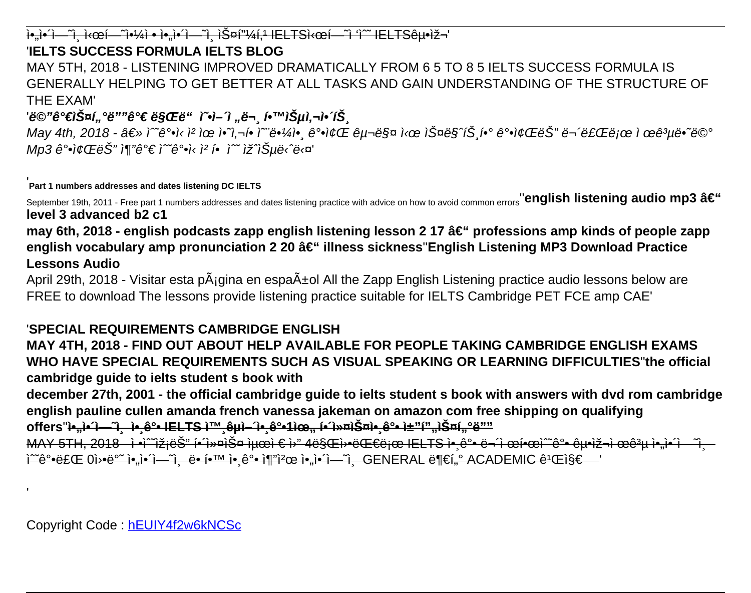~~ì•„ì´ì—˜ì¸ í‹°í—˜ì•¼ì • ì•„ì´ì—˜ì¸ ìŠ¤í"¼í¸ IELTSì‹œí—˜ì '˜ IELTSê³µìž¬'~~

'**IELTS SUCCESS FORMULA IELTS BLOG**

MAY 5TH, 2018 - LISTENING IMPROVED DRAMATICALLY FROM 6 5 TO 8 5 IELTS SUCCESS FORMULA IS GENERALLY HELPING TO GET BETTER AT ALL TASKS AND GAIN UNDERSTANDING OF THE STRUCTURE OF THE EXAM'

'***ë©"ê°€ìŠ¤í"°ë""ê°€ ë§Œë" ì˜•ì–´ ì „ë¬¸ í•™ìŠµì‚¬ì•´íŠ¸***

*May 4th, 2018 - â€» ì˜ê°•ì‹ ì² ìœ ì•˜ì‚¬í• ì˜ë•¼ì•¸ ê°•ì¢Œ êµ¬ë§¤ ì‹œ ìŠ¤ë§ˆíŠ¸í•° ê°•ì¢ŒëŠ" ë¬´ë£Œë¡œ ì œê³µë•˜ë©° Mp3 ê°•ì¢ŒëŠ" ì¶"ê°€ ì˜ê°•ì‹ ì² í• ì˜ ìžˆìŠµë‹ˆë‹¤'*

'

**Part 1 numbers addresses and dates listening DC IELTS**

September 19th, 2011 - Free part 1 numbers addresses and dates listening practice with advice on how to avoid common errors''**english listening audio mp3 â€" level 3 advanced b2 c1**

**may 6th, 2018 - english podcasts zapp english listening lesson 2 17 â€" professions amp kinds of people zapp english vocabulary amp pronunciation 2 20 â€" illness sickness**''**English Listening MP3 Download Practice Lessons Audio**

April 29th, 2018 - Visitar esta pÃ¡gina en espaÃ±ol All the Zapp English Listening practice audio lessons below are FREE to download The lessons provide listening practice suitable for IELTS Cambridge PET FCE amp CAE'

'**SPECIAL REQUIREMENTS CAMBRIDGE ENGLISH**

**MAY 4TH, 2018 - FIND OUT ABOUT HELP AVAILABLE FOR PEOPLE TAKING CAMBRIDGE ENGLISH EXAMS WHO HAVE SPECIAL REQUIREMENTS SUCH AS VISUAL SPEAKING OR LEARNING DIFFICULTIES**''**the official cambridge guide to ielts student s book with**

**december 27th, 2001 - the official cambridge guide to ielts student s book with answers with dvd rom cambridge english pauline cullen amanda french vanessa jakeman on amazon com free shipping on qualifying offers**''~~**ì•„ì´ì—˜ì¸ ì•¸ê°• IELTS ì™¸êµì–´ì•¸ê°•1ìœ„ í•´ì»¤ìŠ¤ì•¸ê°• ì±"í"„ìŠ¤í"°ë""**~~

~~MAY 5TH, 2018 - ì •ì˜žì¡ëŠ" í•´ì»¤ìŠ¤ ìµœì € ì›" 4ë§Œì›ëŒ€ë¡œ IELTS ì•¸ê°• ë¬´ì œí•œì˜ê°• êµ•ìž¬ì œê³µ ì•„ì´ì—˜ì¸ ì˜ê°•ë£Œ 0ì›•ë°˜ ì•„ì´ì—˜ì¸ ë• í•™ ì•¸ê°• ì¶"ì²œ ì•„ì´ì—˜ì¸ GENERAL ë¶€í„° ACADEMIC ê¹Œì§€~~'

'

Copyright Code : [hEUIY4f2w6kNCSc](hEUIY4f2w6kNCSc)